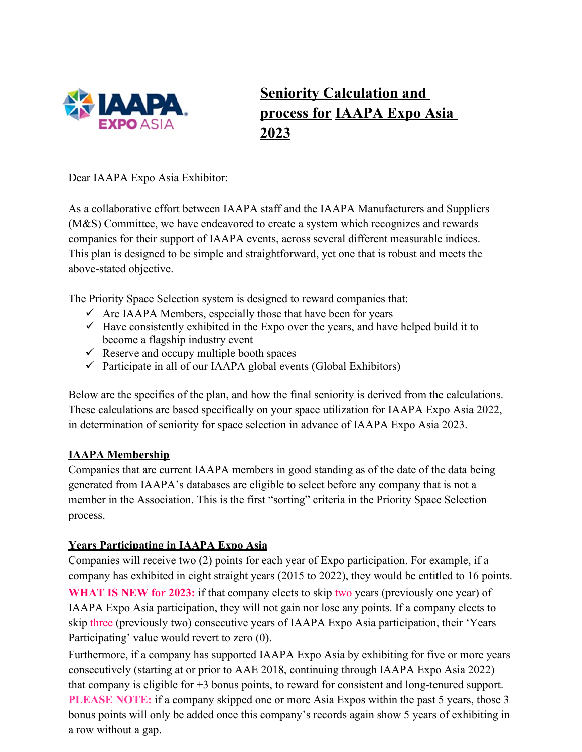# Seniority Calculation and process for IAAPA Expo Asia 2023

Dear IAAPA Expo Asia Exhibitor:

As a collaborative effort between IAAPA staff and the IAAPA Manufacturers and Suppliers (M&S) Committee, we have endeavored to create a system which recognizes and rewards companies for their support of IAAPA events, across several different measurable indices. This plan is designed to be simple and straightforward, yet one that is robust and meets the above-stated objective.

The Priority Space Selection system is designed to reward companies that:

- ✓ Are IAAPA Members, especially those that have been for years
- ✓ Have consistently exhibited in the Expo over the years, and have helped build it to become a flagship industry event
- ✓ Reserve and occupy multiple booth spaces
- ✓ Participate in all of our IAAPA global events (Global Exhibitors)

Below are the specifics of the plan, and how the final seniority is derived from the calculations. These calculations are based specifically on your space utilization for IAAPA Expo Asia 2022, in determination of seniority for space selection in advance of IAAPA Expo Asia 2023.

## IAAPA Membership

Companies that are current IAAPA members in good standing as of the date of the data being generated from IAAPA's databases are eligible to select before any company that is not a member in the Association. This is the first "sorting" criteria in the Priority Space Selection process.

## Years Participating in IAAPA Expo Asia

Companies will receive two (2) points for each year of Expo participation. For example, if a company has exhibited in eight straight years (2015 to 2022), they would be entitled to 16 points.

**WHAT IS NEW for 2023:** if that company elects to skip two years (previously one year) of IAAPA Expo Asia participation, they will not gain nor lose any points. If a company elects to skip three (previously two) consecutive years of IAAPA Expo Asia participation, their 'Years Participating' value would revert to zero (0).

Furthermore, if a company has supported IAAPA Expo Asia by exhibiting for five or more years consecutively (starting at or prior to AAE 2018, continuing through IAAPA Expo Asia 2022) that company is eligible for +3 bonus points, to reward for consistent and long-tenured support. **PLEASE NOTE:** if a company skipped one or more Asia Expos within the past 5 years, those 3 bonus points will only be added once this company's records again show 5 years of exhibiting in a row without a gap.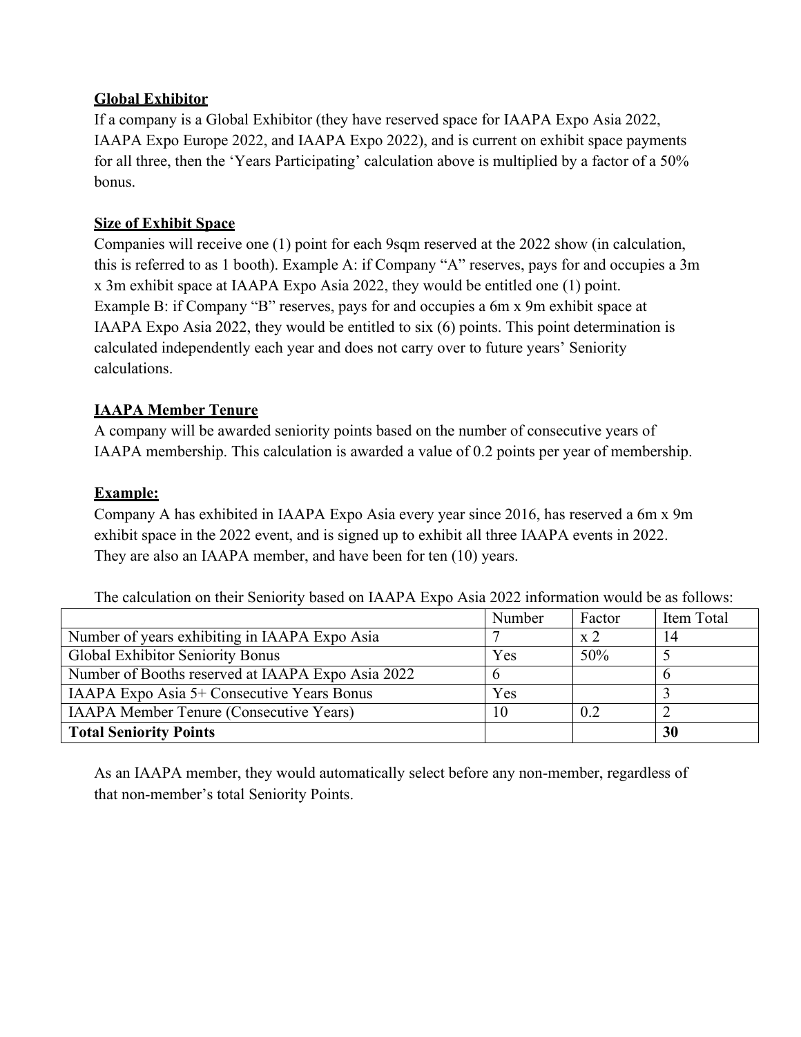**Global Exhibitor**

If a company is a Global Exhibitor (they have reserved space for IAAPA Expo Asia 2022, IAAPA Expo Europe 2022, and IAAPA Expo 2022), and is current on exhibit space payments for all three, then the 'Years Participating' calculation above is multiplied by a factor of a 50% bonus.

**Size of Exhibit Space**

Companies will receive one (1) point for each 9sqm reserved at the 2022 show (in calculation, this is referred to as 1 booth). Example A: if Company "A" reserves, pays for and occupies a 3m x 3m exhibit space at IAAPA Expo Asia 2022, they would be entitled one (1) point. Example B: if Company "B" reserves, pays for and occupies a 6m x 9m exhibit space at IAAPA Expo Asia 2022, they would be entitled to six (6) points. This point determination is calculated independently each year and does not carry over to future years' Seniority calculations.

**IAAPA Member Tenure**

A company will be awarded seniority points based on the number of consecutive years of IAAPA membership. This calculation is awarded a value of 0.2 points per year of membership.

**Example:**

Company A has exhibited in IAAPA Expo Asia every year since 2016, has reserved a 6m x 9m exhibit space in the 2022 event, and is signed up to exhibit all three IAAPA events in 2022. They are also an IAAPA member, and have been for ten (10) years.

The calculation on their Seniority based on IAAPA Expo Asia 2022 information would be as follows:

| | Number | Factor | Item Total |
|---|---|---|---|
| Number of years exhibiting in IAAPA Expo Asia | 7 | x 2 | 14 |
| Global Exhibitor Seniority Bonus | Yes | 50% | 5 |
| Number of Booths reserved at IAAPA Expo Asia 2022 | 6 | | 6 |
| IAAPA Expo Asia 5+ Consecutive Years Bonus | Yes | | 3 |
| IAAPA Member Tenure (Consecutive Years) | 10 | 0.2 | 2 |
| **Total Seniority Points** | | | **30** |

As an IAAPA member, they would automatically select before any non-member, regardless of that non-member's total Seniority Points.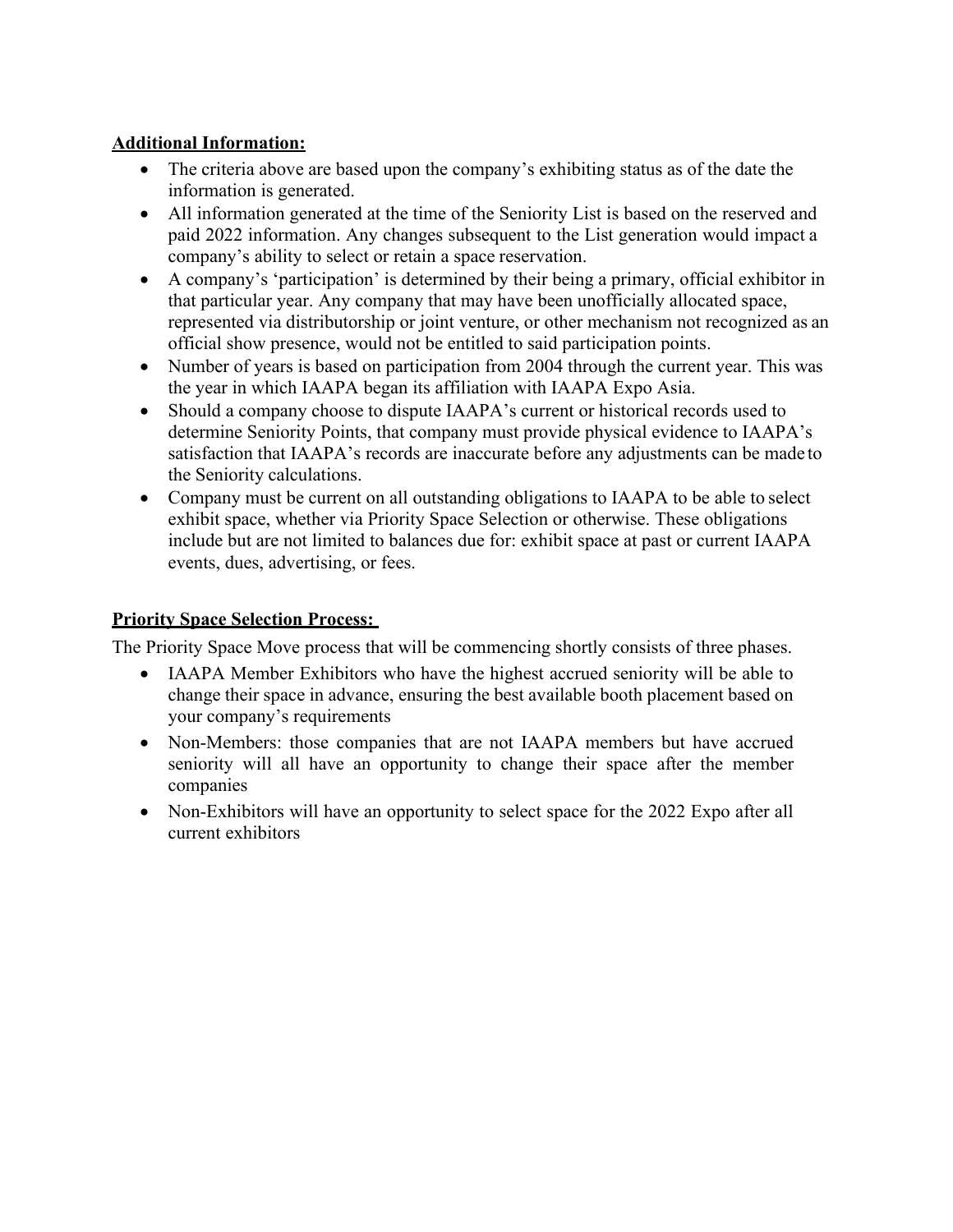**Additional Information:**

- The criteria above are based upon the company's exhibiting status as of the date the information is generated.
- All information generated at the time of the Seniority List is based on the reserved and paid 2022 information. Any changes subsequent to the List generation would impact a company's ability to select or retain a space reservation.
- A company's 'participation' is determined by their being a primary, official exhibitor in that particular year. Any company that may have been unofficially allocated space, represented via distributorship or joint venture, or other mechanism not recognized as an official show presence, would not be entitled to said participation points.
- Number of years is based on participation from 2004 through the current year. This was the year in which IAAPA began its affiliation with IAAPA Expo Asia.
- Should a company choose to dispute IAAPA's current or historical records used to determine Seniority Points, that company must provide physical evidence to IAAPA's satisfaction that IAAPA's records are inaccurate before any adjustments can be made to the Seniority calculations.
- Company must be current on all outstanding obligations to IAAPA to be able to select exhibit space, whether via Priority Space Selection or otherwise. These obligations include but are not limited to balances due for: exhibit space at past or current IAAPA events, dues, advertising, or fees.

**Priority Space Selection Process:**

The Priority Space Move process that will be commencing shortly consists of three phases.

- IAAPA Member Exhibitors who have the highest accrued seniority will be able to change their space in advance, ensuring the best available booth placement based on your company's requirements
- Non-Members: those companies that are not IAAPA members but have accrued seniority will all have an opportunity to change their space after the member companies
- Non-Exhibitors will have an opportunity to select space for the 2022 Expo after all current exhibitors